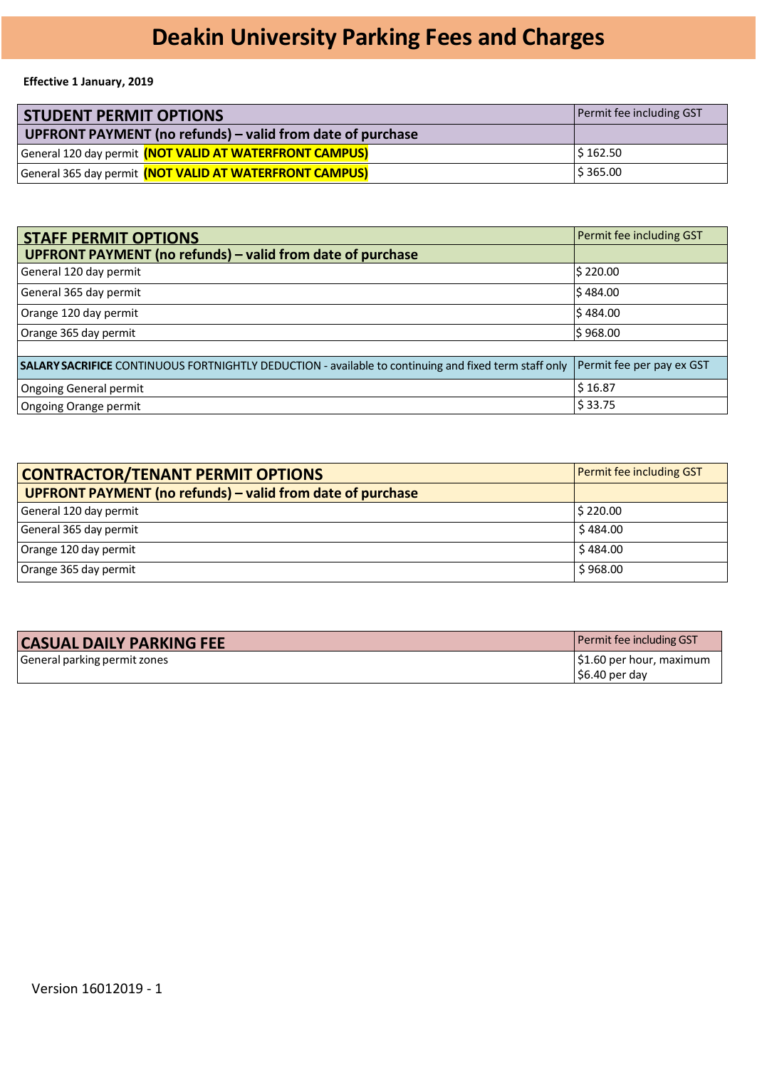# Deakin University Parking Fees and Charges

**Effective 1 January, 2019**

| **STUDENT PERMIT OPTIONS** | Permit fee including GST |
|---|---|
| **UPFRONT PAYMENT (no refunds) – valid from date of purchase** | |
| General 120 day permit **(NOT VALID AT WATERFRONT CAMPUS)** | $ 162.50 |
| General 365 day permit **(NOT VALID AT WATERFRONT CAMPUS)** | $ 365.00 |

| **STAFF PERMIT OPTIONS** | Permit fee including GST |
|---|---|
| **UPFRONT PAYMENT (no refunds) – valid from date of purchase** | |
| General 120 day permit | $ 220.00 |
| General 365 day permit | $ 484.00 |
| Orange 120 day permit | $ 484.00 |
| Orange 365 day permit | $ 968.00 |
| | |
| **SALARY SACRIFICE** CONTINUOUS FORTNIGHTLY DEDUCTION - available to continuing and fixed term staff only | Permit fee per pay ex GST |
| Ongoing General permit | $ 16.87 |
| Ongoing Orange permit | $ 33.75 |

| **CONTRACTOR/TENANT PERMIT OPTIONS** | Permit fee including GST |
|---|---|
| **UPFRONT PAYMENT (no refunds) – valid from date of purchase** | |
| General 120 day permit | $ 220.00 |
| General 365 day permit | $ 484.00 |
| Orange 120 day permit | $ 484.00 |
| Orange 365 day permit | $ 968.00 |

| **CASUAL DAILY PARKING FEE** | Permit fee including GST |
|---|---|
| General parking permit zones | $1.60 per hour, maximum $6.40 per day |

Version 16012019 - 1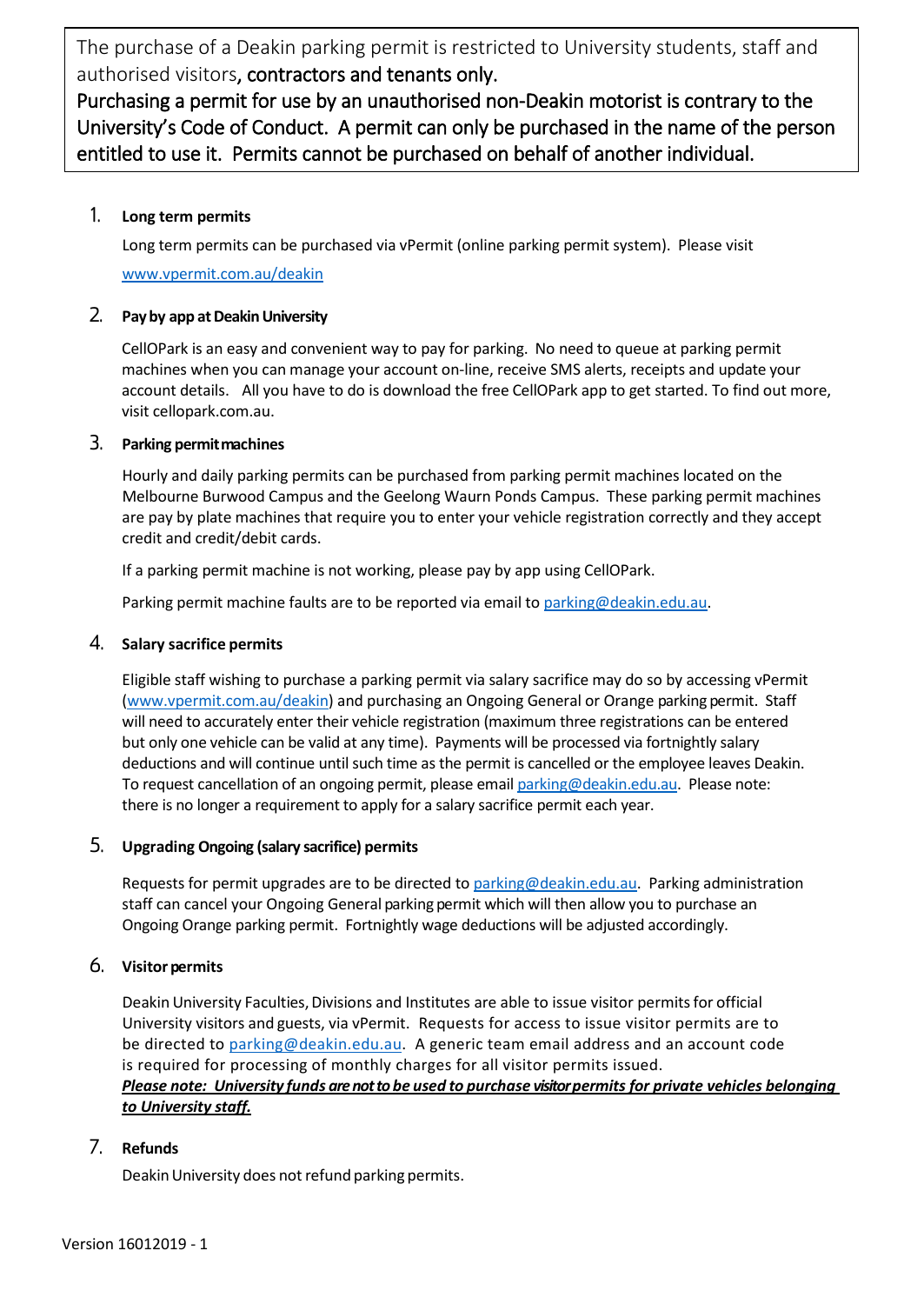The purchase of a Deakin parking permit is restricted to University students, staff and authorised visitors, contractors and tenants only.
Purchasing a permit for use by an unauthorised non-Deakin motorist is contrary to the University's Code of Conduct. A permit can only be purchased in the name of the person entitled to use it. Permits cannot be purchased on behalf of another individual.

1. **Long term permits**

   Long term permits can be purchased via vPermit (online parking permit system). Please visit [www.vpermit.com.au/deakin](www.vpermit.com.au/deakin)

2. **Pay by app at Deakin University**

   CellOPark is an easy and convenient way to pay for parking. No need to queue at parking permit machines when you can manage your account on-line, receive SMS alerts, receipts and update your account details. All you have to do is download the free CellOPark app to get started. To find out more, visit cellopark.com.au.

3. **Parking permit machines**

   Hourly and daily parking permits can be purchased from parking permit machines located on the Melbourne Burwood Campus and the Geelong Waurn Ponds Campus. These parking permit machines are pay by plate machines that require you to enter your vehicle registration correctly and they accept credit and credit/debit cards.

   If a parking permit machine is not working, please pay by app using CellOPark.

   Parking permit machine faults are to be reported via email to parking@deakin.edu.au.

4. **Salary sacrifice permits**

   Eligible staff wishing to purchase a parking permit via salary sacrifice may do so by accessing vPermit (www.vpermit.com.au/deakin) and purchasing an Ongoing General or Orange parking permit. Staff will need to accurately enter their vehicle registration (maximum three registrations can be entered but only one vehicle can be valid at any time). Payments will be processed via fortnightly salary deductions and will continue until such time as the permit is cancelled or the employee leaves Deakin. To request cancellation of an ongoing permit, please email parking@deakin.edu.au. Please note: there is no longer a requirement to apply for a salary sacrifice permit each year.

5. **Upgrading Ongoing (salary sacrifice) permits**

   Requests for permit upgrades are to be directed to parking@deakin.edu.au. Parking administration staff can cancel your Ongoing General parking permit which will then allow you to purchase an Ongoing Orange parking permit. Fortnightly wage deductions will be adjusted accordingly.

6. **Visitor permits**

   Deakin University Faculties, Divisions and Institutes are able to issue visitor permits for official University visitors and guests, via vPermit. Requests for access to issue visitor permits are to be directed to parking@deakin.edu.au. A generic team email address and an account code is required for processing of monthly charges for all visitor permits issued.
   ***Please note: University funds are not to be used to purchase visitor permits for private vehicles belonging to University staff.***

7. **Refunds**

   Deakin University does not refund parking permits.

Version 16012019 - 1